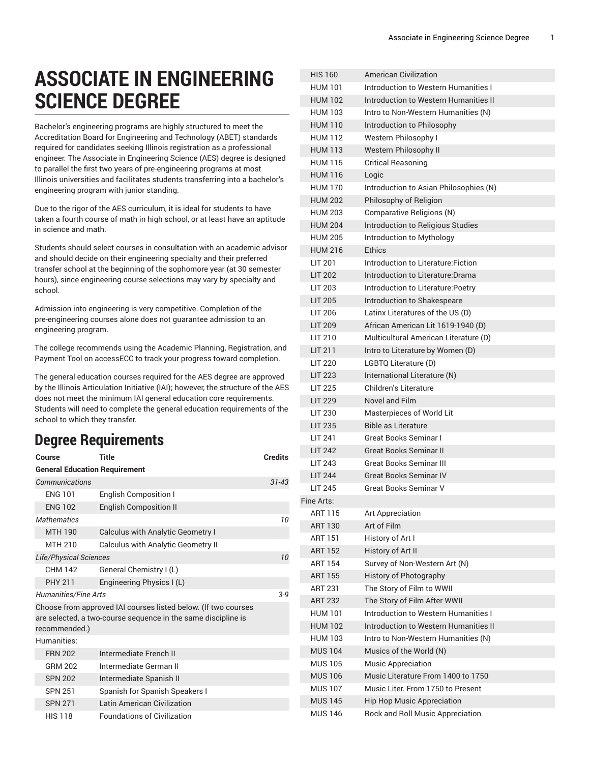# ASSOCIATE IN ENGINEERING SCIENCE DEGREE

Bachelor's engineering programs are highly structured to meet the Accreditation Board for Engineering and Technology (ABET) standards required for candidates seeking Illinois registration as a professional engineer. The Associate in Engineering Science (AES) degree is designed to parallel the first two years of pre-engineering programs at most Illinois universities and facilitates students transferring into a bachelor's engineering program with junior standing.

Due to the rigor of the AES curriculum, it is ideal for students to have taken a fourth course of math in high school, or at least have an aptitude in science and math.

Students should select courses in consultation with an academic advisor and should decide on their engineering specialty and their preferred transfer school at the beginning of the sophomore year (at 30 semester hours), since engineering course selections may vary by specialty and school.

Admission into engineering is very competitive. Completion of the pre-engineering courses alone does not guarantee admission to an engineering program.

The college recommends using the Academic Planning, Registration, and Payment Tool on accessECC to track your progress toward completion.

The general education courses required for the AES degree are approved by the Illinois Articulation Initiative (IAI); however, the structure of the AES does not meet the minimum IAI general education core requirements. Students will need to complete the general education requirements of the school to which they transfer.

## Degree Requirements

| Course | Title | Credits |
|---|---|---|
| **General Education Requirement** | | |
| *Communications* | | *31-43* |
| ENG 101 | English Composition I | |
| ENG 102 | English Composition II | |
| *Mathematics* | | *10* |
| MTH 190 | Calculus with Analytic Geometry I | |
| MTH 210 | Calculus with Analytic Geometry II | |
| *Life/Physical Sciences* | | *10* |
| CHM 142 | General Chemistry I (L) | |
| PHY 211 | Engineering Physics I (L) | |
| *Humanities/Fine Arts* | | *3-9* |
| Choose from approved IAI courses listed below. (If two courses are selected, a two-course sequence in the same discipline is recommended.) | | |
| Humanities: | | |
| FRN 202 | Intermediate French II | |
| GRM 202 | Intermediate German II | |
| SPN 202 | Intermediate Spanish II | |
| SPN 251 | Spanish for Spanish Speakers I | |
| SPN 271 | Latin American Civilization | |
| HIS 118 | Foundations of Civilization | |
| HIS 160 | American Civilization | |
| HUM 101 | Introduction to Western Humanities I | |
| HUM 102 | Introduction to Western Humanities II | |
| HUM 103 | Intro to Non-Western Humanities (N) | |
| HUM 110 | Introduction to Philosophy | |
| HUM 112 | Western Philosophy I | |
| HUM 113 | Western Philosophy II | |
| HUM 115 | Critical Reasoning | |
| HUM 116 | Logic | |
| HUM 170 | Introduction to Asian Philosophies (N) | |
| HUM 202 | Philosophy of Religion | |
| HUM 203 | Comparative Religions (N) | |
| HUM 204 | Introduction to Religious Studies | |
| HUM 205 | Introduction to Mythology | |
| HUM 216 | Ethics | |
| LIT 201 | Introduction to Literature:Fiction | |
| LIT 202 | Introduction to Literature:Drama | |
| LIT 203 | Introduction to Literature:Poetry | |
| LIT 205 | Introduction to Shakespeare | |
| LIT 206 | Latinx Literatures of the US (D) | |
| LIT 209 | African American Lit 1619-1940 (D) | |
| LIT 210 | Multicultural American Literature (D) | |
| LIT 211 | Intro to Literature by Women (D) | |
| LIT 220 | LGBTQ Literature (D) | |
| LIT 223 | International Literature (N) | |
| LIT 225 | Children's Literature | |
| LIT 229 | Novel and Film | |
| LIT 230 | Masterpieces of World Lit | |
| LIT 235 | Bible as Literature | |
| LIT 241 | Great Books Seminar I | |
| LIT 242 | Great Books Seminar II | |
| LIT 243 | Great Books Seminar III | |
| LIT 244 | Great Books Seminar IV | |
| LIT 245 | Great Books Seminar V | |
| Fine Arts: | | |
| ART 115 | Art Appreciation | |
| ART 130 | Art of Film | |
| ART 151 | History of Art I | |
| ART 152 | History of Art II | |
| ART 154 | Survey of Non-Western Art (N) | |
| ART 155 | History of Photography | |
| ART 231 | The Story of Film to WWII | |
| ART 232 | The Story of Film After WWII | |
| HUM 101 | Introduction to Western Humanities I | |
| HUM 102 | Introduction to Western Humanities II | |
| HUM 103 | Intro to Non-Western Humanities (N) | |
| MUS 104 | Musics of the World (N) | |
| MUS 105 | Music Appreciation | |
| MUS 106 | Music Literature From 1400 to 1750 | |
| MUS 107 | Music Liter. From 1750 to Present | |
| MUS 145 | Hip Hop Music Appreciation | |
| MUS 146 | Rock and Roll Music Appreciation | |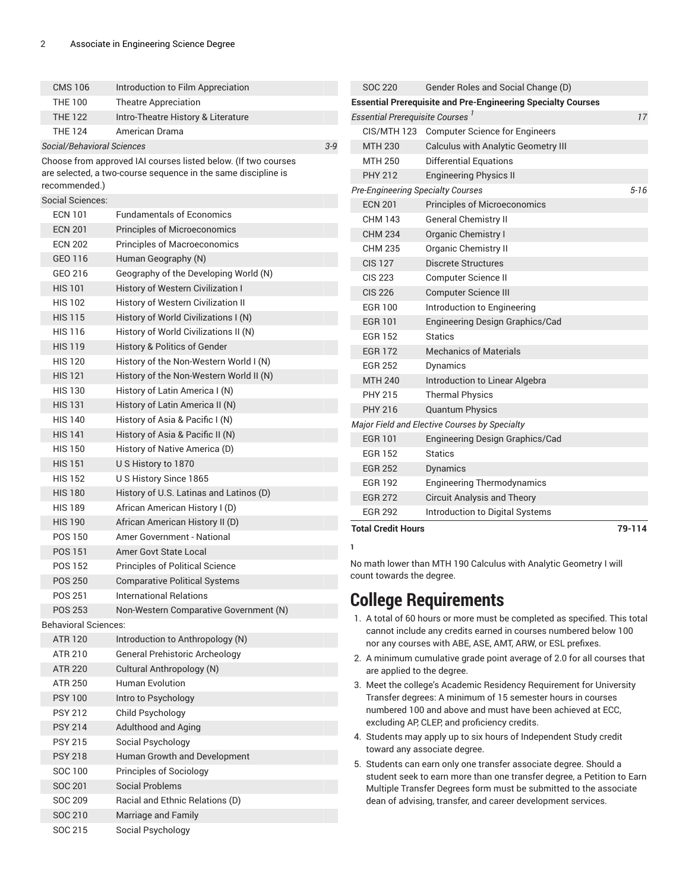| | | |
|---|---|---|
| CMS 106 | Introduction to Film Appreciation | |
| THE 100 | Theatre Appreciation | |
| THE 122 | Intro-Theatre History & Literature | |
| THE 124 | American Drama | |
| *Social/Behavioral Sciences* | | *3-9* |
| Choose from approved IAI courses listed below. (If two courses are selected, a two-course sequence in the same discipline is recommended.) | | |
| Social Sciences: | | |
| ECN 101 | Fundamentals of Economics | |
| ECN 201 | Principles of Microeconomics | |
| ECN 202 | Principles of Macroeconomics | |
| GEO 116 | Human Geography (N) | |
| GEO 216 | Geography of the Developing World (N) | |
| HIS 101 | History of Western Civilization I | |
| HIS 102 | History of Western Civilization II | |
| HIS 115 | History of World Civilizations I (N) | |
| HIS 116 | History of World Civilizations II (N) | |
| HIS 119 | History & Politics of Gender | |
| HIS 120 | History of the Non-Western World I (N) | |
| HIS 121 | History of the Non-Western World II (N) | |
| HIS 130 | History of Latin America I (N) | |
| HIS 131 | History of Latin America II (N) | |
| HIS 140 | History of Asia & Pacific I (N) | |
| HIS 141 | History of Asia & Pacific II (N) | |
| HIS 150 | History of Native America (D) | |
| HIS 151 | U S History to 1870 | |
| HIS 152 | U S History Since 1865 | |
| HIS 180 | History of U.S. Latinas and Latinos (D) | |
| HIS 189 | African American History I (D) | |
| HIS 190 | African American History II (D) | |
| POS 150 | Amer Government - National | |
| POS 151 | Amer Govt State Local | |
| POS 152 | Principles of Political Science | |
| POS 250 | Comparative Political Systems | |
| POS 251 | International Relations | |
| POS 253 | Non-Western Comparative Government (N) | |
| Behavioral Sciences: | | |
| ATR 120 | Introduction to Anthropology (N) | |
| ATR 210 | General Prehistoric Archeology | |
| ATR 220 | Cultural Anthropology (N) | |
| ATR 250 | Human Evolution | |
| PSY 100 | Intro to Psychology | |
| PSY 212 | Child Psychology | |
| PSY 214 | Adulthood and Aging | |
| PSY 215 | Social Psychology | |
| PSY 218 | Human Growth and Development | |
| SOC 100 | Principles of Sociology | |
| SOC 201 | Social Problems | |
| SOC 209 | Racial and Ethnic Relations (D) | |
| SOC 210 | Marriage and Family | |
| SOC 215 | Social Psychology | |
| SOC 220 | Gender Roles and Social Change (D) | |
| **Essential Prerequisite and Pre-Engineering Specialty Courses** | | |
| *Essential Prerequisite Courses* [1] | | *17* |
| CIS/MTH 123 | Computer Science for Engineers | |
| MTH 230 | Calculus with Analytic Geometry III | |
| MTH 250 | Differential Equations | |
| PHY 212 | Engineering Physics II | |
| *Pre-Engineering Specialty Courses* | | *5-16* |
| ECN 201 | Principles of Microeconomics | |
| CHM 143 | General Chemistry II | |
| CHM 234 | Organic Chemistry I | |
| CHM 235 | Organic Chemistry II | |
| CIS 127 | Discrete Structures | |
| CIS 223 | Computer Science II | |
| CIS 226 | Computer Science III | |
| EGR 100 | Introduction to Engineering | |
| EGR 101 | Engineering Design Graphics/Cad | |
| EGR 152 | Statics | |
| EGR 172 | Mechanics of Materials | |
| EGR 252 | Dynamics | |
| MTH 240 | Introduction to Linear Algebra | |
| PHY 215 | Thermal Physics | |
| PHY 216 | Quantum Physics | |
| *Major Field and Elective Courses by Specialty* | | |
| EGR 101 | Engineering Design Graphics/Cad | |
| EGR 152 | Statics | |
| EGR 252 | Dynamics | |
| EGR 192 | Engineering Thermodynamics | |
| EGR 272 | Circuit Analysis and Theory | |
| EGR 292 | Introduction to Digital Systems | |
| **Total Credit Hours** | | **79-114** |

1

No math lower than MTH 190 Calculus with Analytic Geometry I will count towards the degree.

## College Requirements

1. A total of 60 hours or more must be completed as specified. This total cannot include any credits earned in courses numbered below 100 nor any courses with ABE, ASE, AMT, ARW, or ESL prefixes.
2. A minimum cumulative grade point average of 2.0 for all courses that are applied to the degree.
3. Meet the college's Academic Residency Requirement for University Transfer degrees: A minimum of 15 semester hours in courses numbered 100 and above and must have been achieved at ECC, excluding AP, CLEP, and proficiency credits.
4. Students may apply up to six hours of Independent Study credit toward any associate degree.
5. Students can earn only one transfer associate degree. Should a student seek to earn more than one transfer degree, a Petition to Earn Multiple Transfer Degrees form must be submitted to the associate dean of advising, transfer, and career development services.